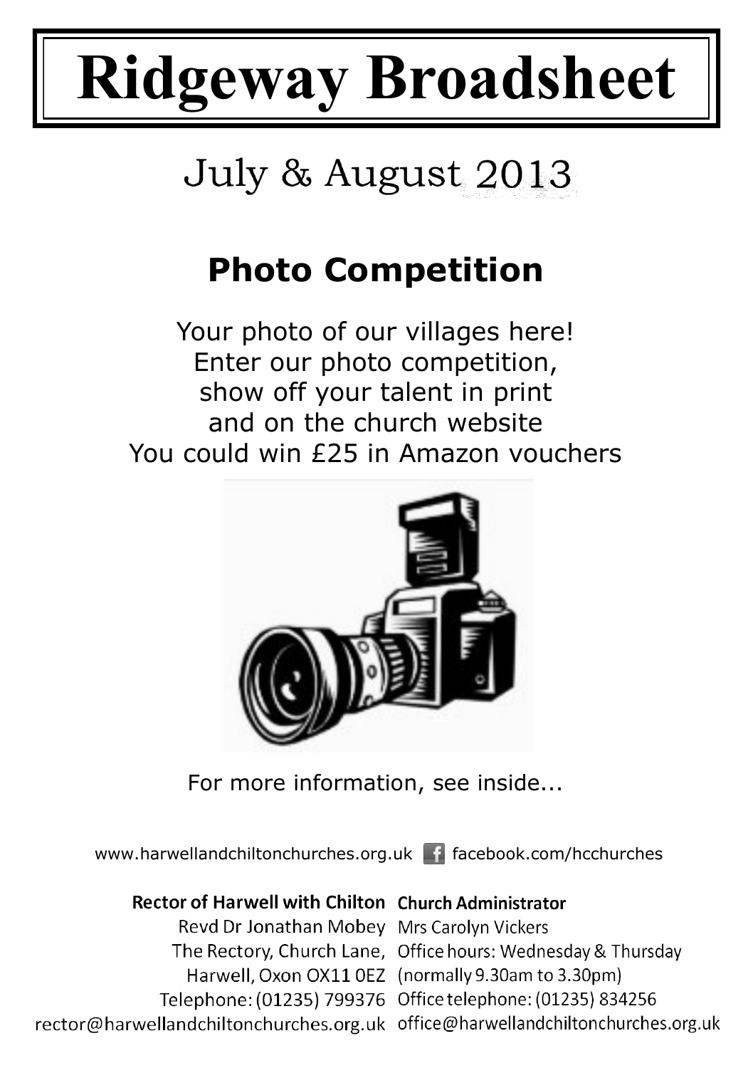# Ridgeway Broadsheet

July & August 2013

## Photo Competition

Your photo of our villages here!
Enter our photo competition,
show off your talent in print
and on the church website
You could win £25 in Amazon vouchers

For more information, see inside...

www.harwellandchiltonchurches.org.uk facebook.com/hcchurches

**Rector of Harwell with Chilton**
Revd Dr Jonathan Mobey
The Rectory, Church Lane,
Harwell, Oxon OX11 0EZ
Telephone: (01235) 799376
rector@harwellandchiltonchurches.org.uk

**Church Administrator**
Mrs Carolyn Vickers
Office hours: Wednesday & Thursday
(normally 9.30am to 3.30pm)
Office telephone: (01235) 834256
office@harwellandchiltonchurches.org.uk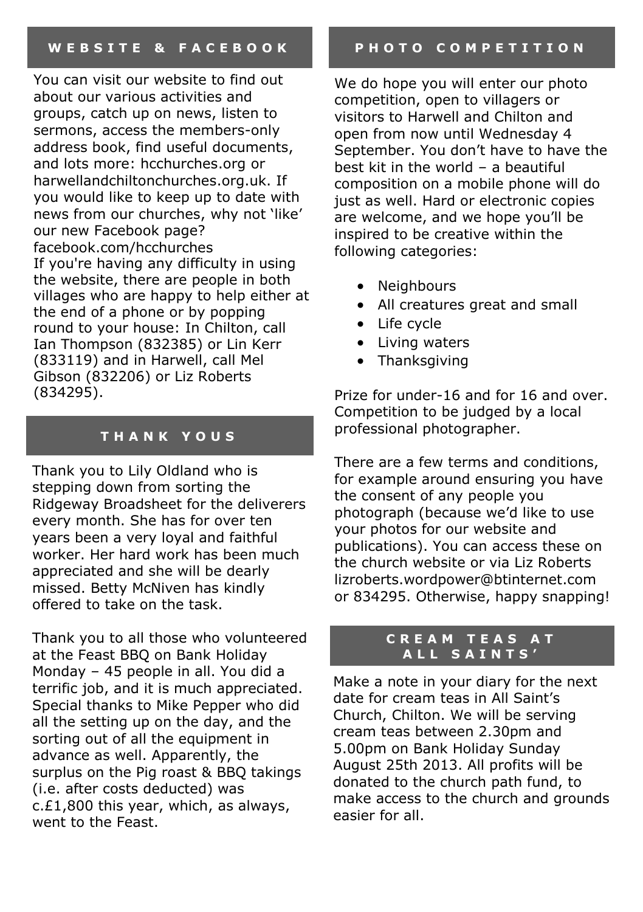## WEBSITE & FACEBOOK

You can visit our website to find out about our various activities and groups, catch up on news, listen to sermons, access the members-only address book, find useful documents, and lots more: hcchurches.org or harwellandchiltonchurches.org.uk. If you would like to keep up to date with news from our churches, why not 'like' our new Facebook page? facebook.com/hcchurches

If you're having any difficulty in using the website, there are people in both villages who are happy to help either at the end of a phone or by popping round to your house: In Chilton, call Ian Thompson (832385) or Lin Kerr (833119) and in Harwell, call Mel Gibson (832206) or Liz Roberts (834295).

## THANK YOUS

Thank you to Lily Oldland who is stepping down from sorting the Ridgeway Broadsheet for the deliverers every month. She has for over ten years been a very loyal and faithful worker. Her hard work has been much appreciated and she will be dearly missed. Betty McNiven has kindly offered to take on the task.

Thank you to all those who volunteered at the Feast BBQ on Bank Holiday Monday – 45 people in all. You did a terrific job, and it is much appreciated. Special thanks to Mike Pepper who did all the setting up on the day, and the sorting out of all the equipment in advance as well. Apparently, the surplus on the Pig roast & BBQ takings (i.e. after costs deducted) was c.£1,800 this year, which, as always, went to the Feast.

## PHOTO COMPETITION

We do hope you will enter our photo competition, open to villagers or visitors to Harwell and Chilton and open from now until Wednesday 4 September. You don't have to have the best kit in the world – a beautiful composition on a mobile phone will do just as well. Hard or electronic copies are welcome, and we hope you'll be inspired to be creative within the following categories:

- Neighbours
- All creatures great and small
- Life cycle
- Living waters
- Thanksgiving

Prize for under-16 and for 16 and over. Competition to be judged by a local professional photographer.

There are a few terms and conditions, for example around ensuring you have the consent of any people you photograph (because we'd like to use your photos for our website and publications). You can access these on the church website or via Liz Roberts lizroberts.wordpower@btinternet.com or 834295. Otherwise, happy snapping!

## CREAM TEAS AT ALL SAINTS'

Make a note in your diary for the next date for cream teas in All Saint's Church, Chilton. We will be serving cream teas between 2.30pm and 5.00pm on Bank Holiday Sunday August 25th 2013. All profits will be donated to the church path fund, to make access to the church and grounds easier for all.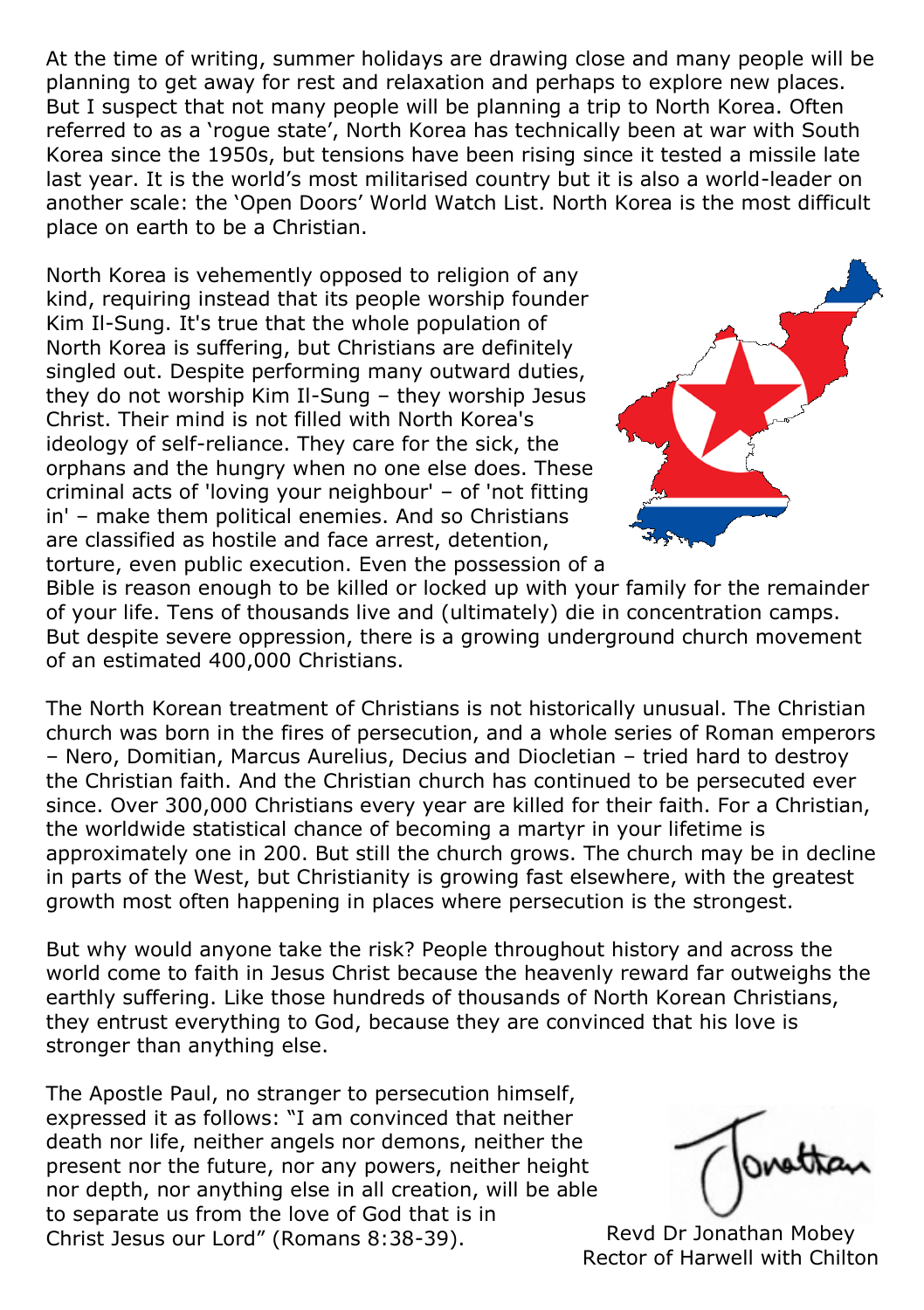At the time of writing, summer holidays are drawing close and many people will be planning to get away for rest and relaxation and perhaps to explore new places. But I suspect that not many people will be planning a trip to North Korea. Often referred to as a 'rogue state', North Korea has technically been at war with South Korea since the 1950s, but tensions have been rising since it tested a missile late last year. It is the world's most militarised country but it is also a world-leader on another scale: the 'Open Doors' World Watch List. North Korea is the most difficult place on earth to be a Christian.

North Korea is vehemently opposed to religion of any kind, requiring instead that its people worship founder Kim Il-Sung. It's true that the whole population of North Korea is suffering, but Christians are definitely singled out. Despite performing many outward duties, they do not worship Kim Il-Sung – they worship Jesus Christ. Their mind is not filled with North Korea's ideology of self-reliance. They care for the sick, the orphans and the hungry when no one else does. These criminal acts of 'loving your neighbour' – of 'not fitting in' – make them political enemies. And so Christians are classified as hostile and face arrest, detention, torture, even public execution. Even the possession of a Bible is reason enough to be killed or locked up with your family for the remainder of your life. Tens of thousands live and (ultimately) die in concentration camps. But despite severe oppression, there is a growing underground church movement of an estimated 400,000 Christians.

The North Korean treatment of Christians is not historically unusual. The Christian church was born in the fires of persecution, and a whole series of Roman emperors – Nero, Domitian, Marcus Aurelius, Decius and Diocletian – tried hard to destroy the Christian faith. And the Christian church has continued to be persecuted ever since. Over 300,000 Christians every year are killed for their faith. For a Christian, the worldwide statistical chance of becoming a martyr in your lifetime is approximately one in 200. But still the church grows. The church may be in decline in parts of the West, but Christianity is growing fast elsewhere, with the greatest growth most often happening in places where persecution is the strongest.

But why would anyone take the risk? People throughout history and across the world come to faith in Jesus Christ because the heavenly reward far outweighs the earthly suffering. Like those hundreds of thousands of North Korean Christians, they entrust everything to God, because they are convinced that his love is stronger than anything else.

The Apostle Paul, no stranger to persecution himself, expressed it as follows: "I am convinced that neither death nor life, neither angels nor demons, neither the present nor the future, nor any powers, neither height nor depth, nor anything else in all creation, will be able to separate us from the love of God that is in Christ Jesus our Lord" (Romans 8:38-39).

Jonathan

Revd Dr Jonathan Mobey
Rector of Harwell with Chilton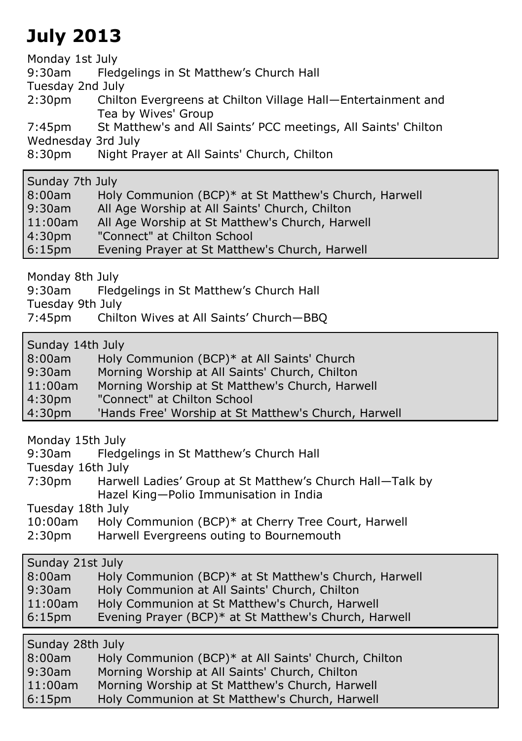# July 2013

Monday 1st July
9:30am Fledgelings in St Matthew's Church Hall

Tuesday 2nd July
2:30pm Chilton Evergreens at Chilton Village Hall—Entertainment and Tea by Wives' Group
7:45pm St Matthew's and All Saints' PCC meetings, All Saints' Chilton

Wednesday 3rd July
8:30pm Night Prayer at All Saints' Church, Chilton

**Sunday 7th July**
8:00am Holy Communion (BCP)* at St Matthew's Church, Harwell
9:30am All Age Worship at All Saints' Church, Chilton
11:00am All Age Worship at St Matthew's Church, Harwell
4:30pm "Connect" at Chilton School
6:15pm Evening Prayer at St Matthew's Church, Harwell

Monday 8th July
9:30am Fledgelings in St Matthew's Church Hall

Tuesday 9th July
7:45pm Chilton Wives at All Saints' Church—BBQ

**Sunday 14th July**
8:00am Holy Communion (BCP)* at All Saints' Church
9:30am Morning Worship at All Saints' Church, Chilton
11:00am Morning Worship at St Matthew's Church, Harwell
4:30pm "Connect" at Chilton School
4:30pm 'Hands Free' Worship at St Matthew's Church, Harwell

Monday 15th July
9:30am Fledgelings in St Matthew's Church Hall

Tuesday 16th July
7:30pm Harwell Ladies' Group at St Matthew's Church Hall—Talk by Hazel King—Polio Immunisation in India

Tuesday 18th July
10:00am Holy Communion (BCP)* at Cherry Tree Court, Harwell
2:30pm Harwell Evergreens outing to Bournemouth

**Sunday 21st July**
8:00am Holy Communion (BCP)* at St Matthew's Church, Harwell
9:30am Holy Communion at All Saints' Church, Chilton
11:00am Holy Communion at St Matthew's Church, Harwell
6:15pm Evening Prayer (BCP)* at St Matthew's Church, Harwell

**Sunday 28th July**
8:00am Holy Communion (BCP)* at All Saints' Church, Chilton
9:30am Morning Worship at All Saints' Church, Chilton
11:00am Morning Worship at St Matthew's Church, Harwell
6:15pm Holy Communion at St Matthew's Church, Harwell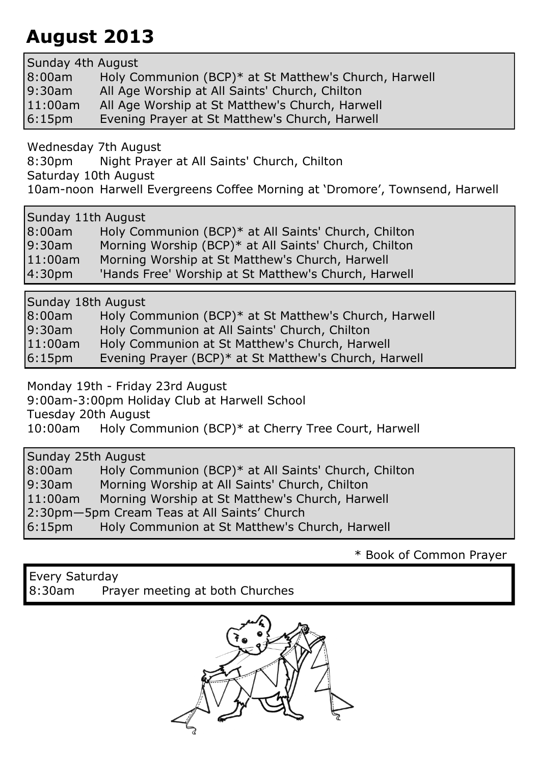# August 2013

Sunday 4th August

| | |
|---|---|
| 8:00am | Holy Communion (BCP)* at St Matthew's Church, Harwell |
| 9:30am | All Age Worship at All Saints' Church, Chilton |
| 11:00am | All Age Worship at St Matthew's Church, Harwell |
| 6:15pm | Evening Prayer at St Matthew's Church, Harwell |

Wednesday 7th August

8:30pm Night Prayer at All Saints' Church, Chilton

Saturday 10th August

10am-noon Harwell Evergreens Coffee Morning at 'Dromore', Townsend, Harwell

Sunday 11th August

| | |
|---|---|
| 8:00am | Holy Communion (BCP)* at All Saints' Church, Chilton |
| 9:30am | Morning Worship (BCP)* at All Saints' Church, Chilton |
| 11:00am | Morning Worship at St Matthew's Church, Harwell |
| 4:30pm | 'Hands Free' Worship at St Matthew's Church, Harwell |

Sunday 18th August

| | |
|---|---|
| 8:00am | Holy Communion (BCP)* at St Matthew's Church, Harwell |
| 9:30am | Holy Communion at All Saints' Church, Chilton |
| 11:00am | Holy Communion at St Matthew's Church, Harwell |
| 6:15pm | Evening Prayer (BCP)* at St Matthew's Church, Harwell |

Monday 19th - Friday 23rd August

9:00am-3:00pm Holiday Club at Harwell School

Tuesday 20th August

10:00am Holy Communion (BCP)* at Cherry Tree Court, Harwell

Sunday 25th August

| | |
|---|---|
| 8:00am | Holy Communion (BCP)* at All Saints' Church, Chilton |
| 9:30am | Morning Worship at All Saints' Church, Chilton |
| 11:00am | Morning Worship at St Matthew's Church, Harwell |
| 2:30pm—5pm | Cream Teas at All Saints' Church |
| 6:15pm | Holy Communion at St Matthew's Church, Harwell |

* Book of Common Prayer

Every Saturday

8:30am Prayer meeting at both Churches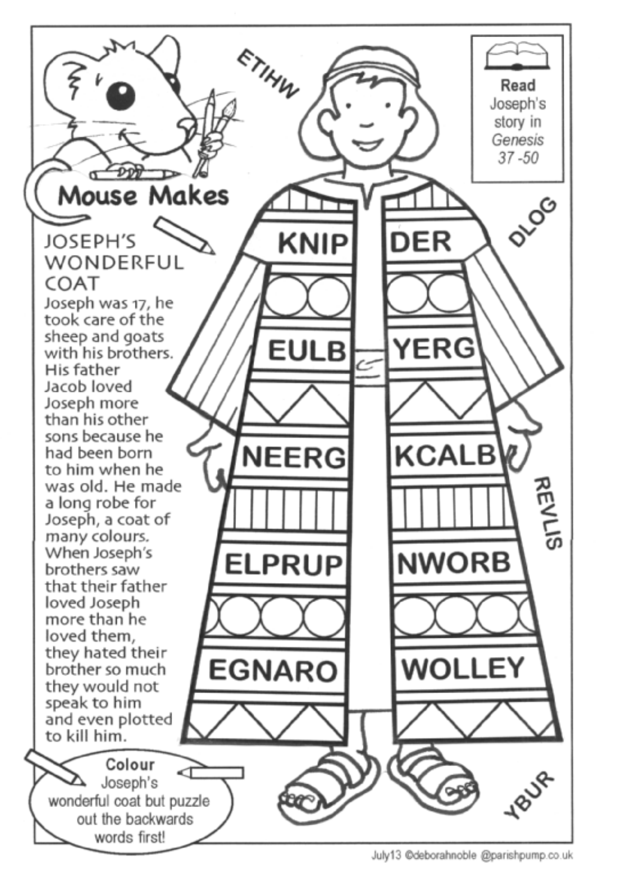# Mouse Makes

## JOSEPH'S WONDERFUL COAT

Joseph was 17, he took care of the sheep and goats with his brothers. His father Jacob loved Joseph more than his other sons because he had been born to him when he was old. He made a long robe for Joseph, a coat of many colours. When Joseph's brothers saw that their father loved Joseph more than he loved them, they hated their brother so much they would not speak to him and even plotted to kill him.

**Read** Joseph's story in *Genesis* 37 -50

**Colour** Joseph's wonderful coat but puzzle out the backwards words first!

ETIHW

DLOG

REVLIS

YBUR

KNIP

DER

EULB

YERG

NEERG

KCALB

ELPRUP

NWORB

EGNARO

WOLLEY

July13 ©deborahnoble @parishpump.co.uk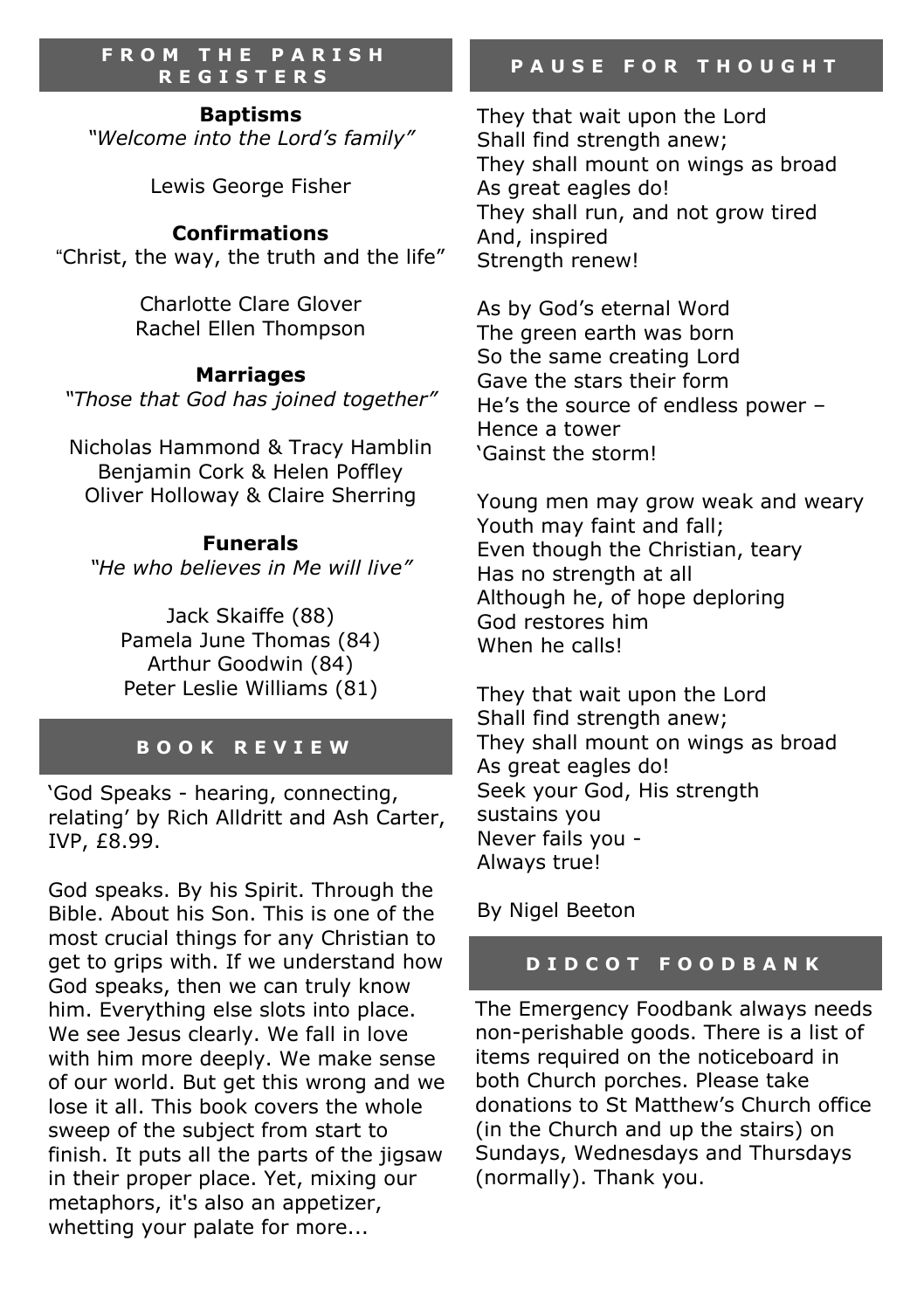## FROM THE PARISH REGISTERS

**Baptisms**

*"Welcome into the Lord's family"*

Lewis George Fisher

**Confirmations**

"Christ, the way, the truth and the life"

Charlotte Clare Glover
Rachel Ellen Thompson

**Marriages**

*"Those that God has joined together"*

Nicholas Hammond & Tracy Hamblin
Benjamin Cork & Helen Poffley
Oliver Holloway & Claire Sherring

**Funerals**

*"He who believes in Me will live"*

Jack Skaiffe (88)
Pamela June Thomas (84)
Arthur Goodwin (84)
Peter Leslie Williams (81)

## BOOK REVIEW

'God Speaks - hearing, connecting, relating' by Rich Alldritt and Ash Carter, IVP, £8.99.

God speaks. By his Spirit. Through the Bible. About his Son. This is one of the most crucial things for any Christian to get to grips with. If we understand how God speaks, then we can truly know him. Everything else slots into place. We see Jesus clearly. We fall in love with him more deeply. We make sense of our world. But get this wrong and we lose it all. This book covers the whole sweep of the subject from start to finish. It puts all the parts of the jigsaw in their proper place. Yet, mixing our metaphors, it's also an appetizer, whetting your palate for more...

## PAUSE FOR THOUGHT

They that wait upon the Lord
Shall find strength anew;
They shall mount on wings as broad
As great eagles do!
They shall run, and not grow tired
And, inspired
Strength renew!

As by God's eternal Word
The green earth was born
So the same creating Lord
Gave the stars their form
He's the source of endless power –
Hence a tower
'Gainst the storm!

Young men may grow weak and weary
Youth may faint and fall;
Even though the Christian, teary
Has no strength at all
Although he, of hope deploring
God restores him
When he calls!

They that wait upon the Lord
Shall find strength anew;
They shall mount on wings as broad
As great eagles do!
Seek your God, His strength sustains you
Never fails you -
Always true!

By Nigel Beeton

## DIDCOT FOODBANK

The Emergency Foodbank always needs non-perishable goods. There is a list of items required on the noticeboard in both Church porches. Please take donations to St Matthew's Church office (in the Church and up the stairs) on Sundays, Wednesdays and Thursdays (normally). Thank you.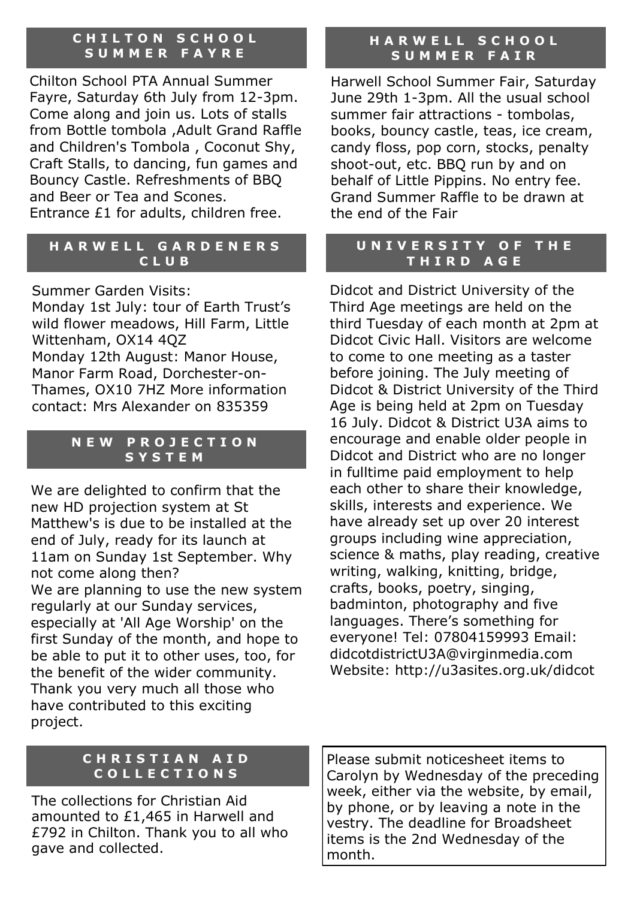## CHILTON SCHOOL SUMMER FAYRE

Chilton School PTA Annual Summer Fayre, Saturday 6th July from 12-3pm. Come along and join us. Lots of stalls from Bottle tombola ,Adult Grand Raffle and Children's Tombola , Coconut Shy, Craft Stalls, to dancing, fun games and Bouncy Castle. Refreshments of BBQ and Beer or Tea and Scones.
Entrance £1 for adults, children free.

## HARWELL GARDENERS CLUB

Summer Garden Visits:
Monday 1st July: tour of Earth Trust's wild flower meadows, Hill Farm, Little Wittenham, OX14 4QZ
Monday 12th August: Manor House, Manor Farm Road, Dorchester-on-Thames, OX10 7HZ More information contact: Mrs Alexander on 835359

## NEW PROJECTION SYSTEM

We are delighted to confirm that the new HD projection system at St Matthew's is due to be installed at the end of July, ready for its launch at 11am on Sunday 1st September. Why not come along then?
We are planning to use the new system regularly at our Sunday services, especially at 'All Age Worship' on the first Sunday of the month, and hope to be able to put it to other uses, too, for the benefit of the wider community. Thank you very much all those who have contributed to this exciting project.

## CHRISTIAN AID COLLECTIONS

The collections for Christian Aid amounted to £1,465 in Harwell and £792 in Chilton. Thank you to all who gave and collected.

## HARWELL SCHOOL SUMMER FAIR

Harwell School Summer Fair, Saturday June 29th 1-3pm. All the usual school summer fair attractions - tombolas, books, bouncy castle, teas, ice cream, candy floss, pop corn, stocks, penalty shoot-out, etc. BBQ run by and on behalf of Little Pippins. No entry fee. Grand Summer Raffle to be drawn at the end of the Fair

## UNIVERSITY OF THE THIRD AGE

Didcot and District University of the Third Age meetings are held on the third Tuesday of each month at 2pm at Didcot Civic Hall. Visitors are welcome to come to one meeting as a taster before joining. The July meeting of Didcot & District University of the Third Age is being held at 2pm on Tuesday 16 July. Didcot & District U3A aims to encourage and enable older people in Didcot and District who are no longer in fulltime paid employment to help each other to share their knowledge, skills, interests and experience. We have already set up over 20 interest groups including wine appreciation, science & maths, play reading, creative writing, walking, knitting, bridge, crafts, books, poetry, singing, badminton, photography and five languages. There's something for everyone! Tel: 07804159993 Email: didcotdistrictU3A@virginmedia.com Website: http://u3asites.org.uk/didcot

Please submit noticesheet items to Carolyn by Wednesday of the preceding week, either via the website, by email, by phone, or by leaving a note in the vestry. The deadline for Broadsheet items is the 2nd Wednesday of the month.